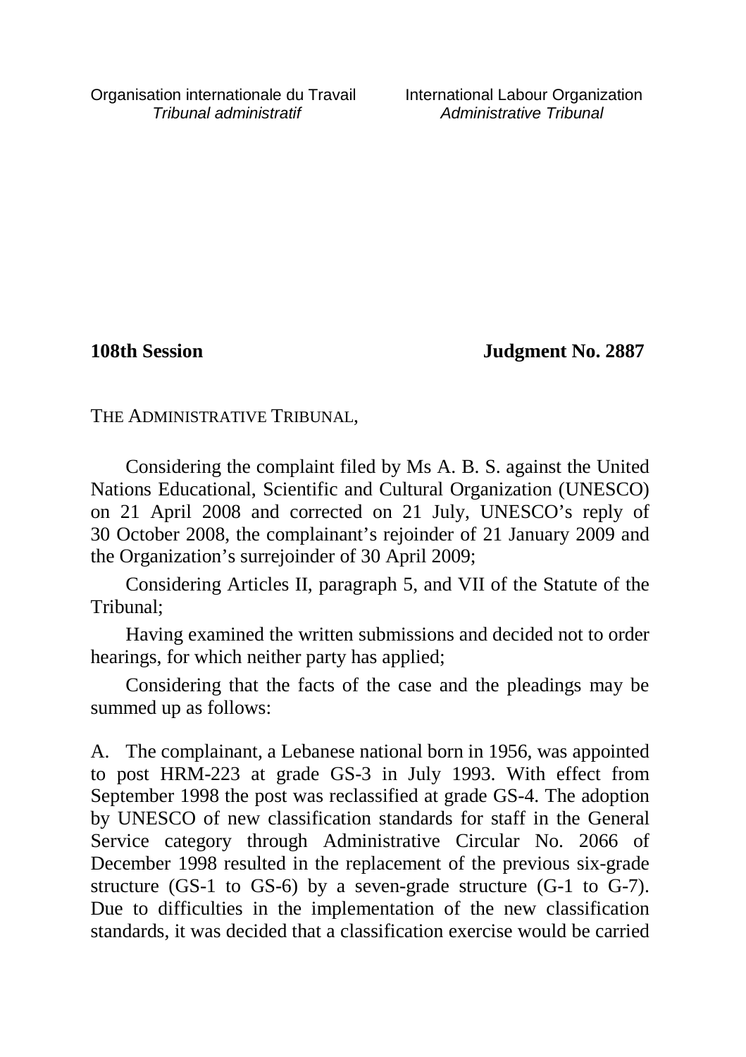Organisation internationale du Travail
*Tribunal administratif*

International Labour Organization
*Administrative Tribunal*

**108th Session** **Judgment No. 2887**

THE ADMINISTRATIVE TRIBUNAL,

Considering the complaint filed by Ms A. B. S. against the United Nations Educational, Scientific and Cultural Organization (UNESCO) on 21 April 2008 and corrected on 21 July, UNESCO's reply of 30 October 2008, the complainant's rejoinder of 21 January 2009 and the Organization's surrejoinder of 30 April 2009;

Considering Articles II, paragraph 5, and VII of the Statute of the Tribunal;

Having examined the written submissions and decided not to order hearings, for which neither party has applied;

Considering that the facts of the case and the pleadings may be summed up as follows:

A. The complainant, a Lebanese national born in 1956, was appointed to post HRM-223 at grade GS-3 in July 1993. With effect from September 1998 the post was reclassified at grade GS-4. The adoption by UNESCO of new classification standards for staff in the General Service category through Administrative Circular No. 2066 of December 1998 resulted in the replacement of the previous six-grade structure (GS-1 to GS-6) by a seven-grade structure (G-1 to G-7). Due to difficulties in the implementation of the new classification standards, it was decided that a classification exercise would be carried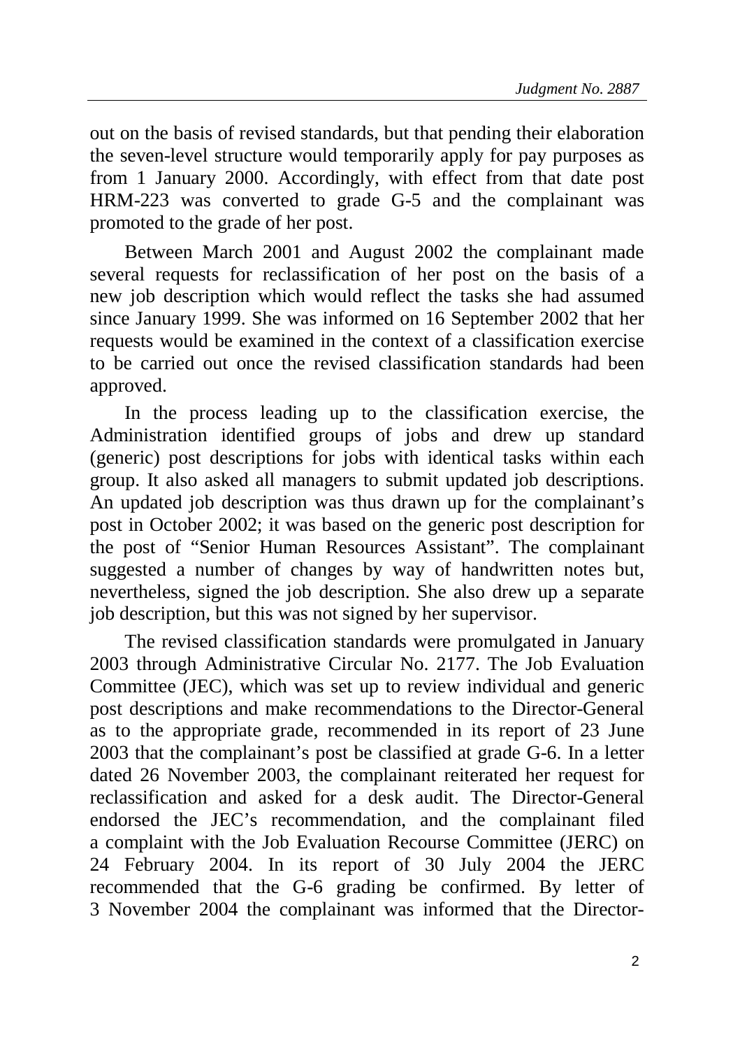out on the basis of revised standards, but that pending their elaboration the seven-level structure would temporarily apply for pay purposes as from 1 January 2000. Accordingly, with effect from that date post HRM-223 was converted to grade G-5 and the complainant was promoted to the grade of her post.

Between March 2001 and August 2002 the complainant made several requests for reclassification of her post on the basis of a new job description which would reflect the tasks she had assumed since January 1999. She was informed on 16 September 2002 that her requests would be examined in the context of a classification exercise to be carried out once the revised classification standards had been approved.

In the process leading up to the classification exercise, the Administration identified groups of jobs and drew up standard (generic) post descriptions for jobs with identical tasks within each group. It also asked all managers to submit updated job descriptions. An updated job description was thus drawn up for the complainant's post in October 2002; it was based on the generic post description for the post of "Senior Human Resources Assistant". The complainant suggested a number of changes by way of handwritten notes but, nevertheless, signed the job description. She also drew up a separate job description, but this was not signed by her supervisor.

The revised classification standards were promulgated in January 2003 through Administrative Circular No. 2177. The Job Evaluation Committee (JEC), which was set up to review individual and generic post descriptions and make recommendations to the Director-General as to the appropriate grade, recommended in its report of 23 June 2003 that the complainant's post be classified at grade G-6. In a letter dated 26 November 2003, the complainant reiterated her request for reclassification and asked for a desk audit. The Director-General endorsed the JEC's recommendation, and the complainant filed a complaint with the Job Evaluation Recourse Committee (JERC) on 24 February 2004. In its report of 30 July 2004 the JERC recommended that the G-6 grading be confirmed. By letter of 3 November 2004 the complainant was informed that the Director-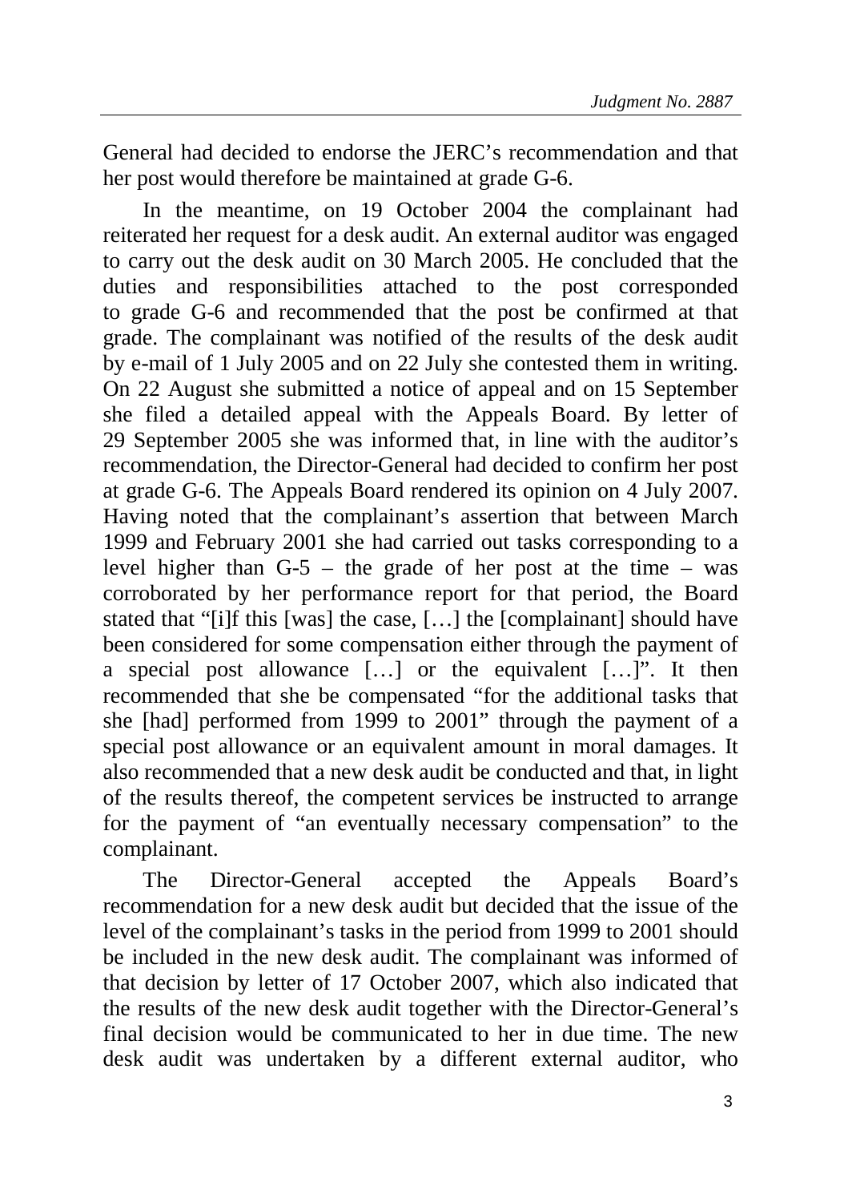General had decided to endorse the JERC's recommendation and that her post would therefore be maintained at grade G-6.

In the meantime, on 19 October 2004 the complainant had reiterated her request for a desk audit. An external auditor was engaged to carry out the desk audit on 30 March 2005. He concluded that the duties and responsibilities attached to the post corresponded to grade G-6 and recommended that the post be confirmed at that grade. The complainant was notified of the results of the desk audit by e-mail of 1 July 2005 and on 22 July she contested them in writing. On 22 August she submitted a notice of appeal and on 15 September she filed a detailed appeal with the Appeals Board. By letter of 29 September 2005 she was informed that, in line with the auditor's recommendation, the Director-General had decided to confirm her post at grade G-6. The Appeals Board rendered its opinion on 4 July 2007. Having noted that the complainant's assertion that between March 1999 and February 2001 she had carried out tasks corresponding to a level higher than G-5 – the grade of her post at the time – was corroborated by her performance report for that period, the Board stated that "[i]f this [was] the case, […] the [complainant] should have been considered for some compensation either through the payment of a special post allowance […] or the equivalent […]". It then recommended that she be compensated "for the additional tasks that she [had] performed from 1999 to 2001" through the payment of a special post allowance or an equivalent amount in moral damages. It also recommended that a new desk audit be conducted and that, in light of the results thereof, the competent services be instructed to arrange for the payment of "an eventually necessary compensation" to the complainant.

The Director-General accepted the Appeals Board's recommendation for a new desk audit but decided that the issue of the level of the complainant's tasks in the period from 1999 to 2001 should be included in the new desk audit. The complainant was informed of that decision by letter of 17 October 2007, which also indicated that the results of the new desk audit together with the Director-General's final decision would be communicated to her in due time. The new desk audit was undertaken by a different external auditor, who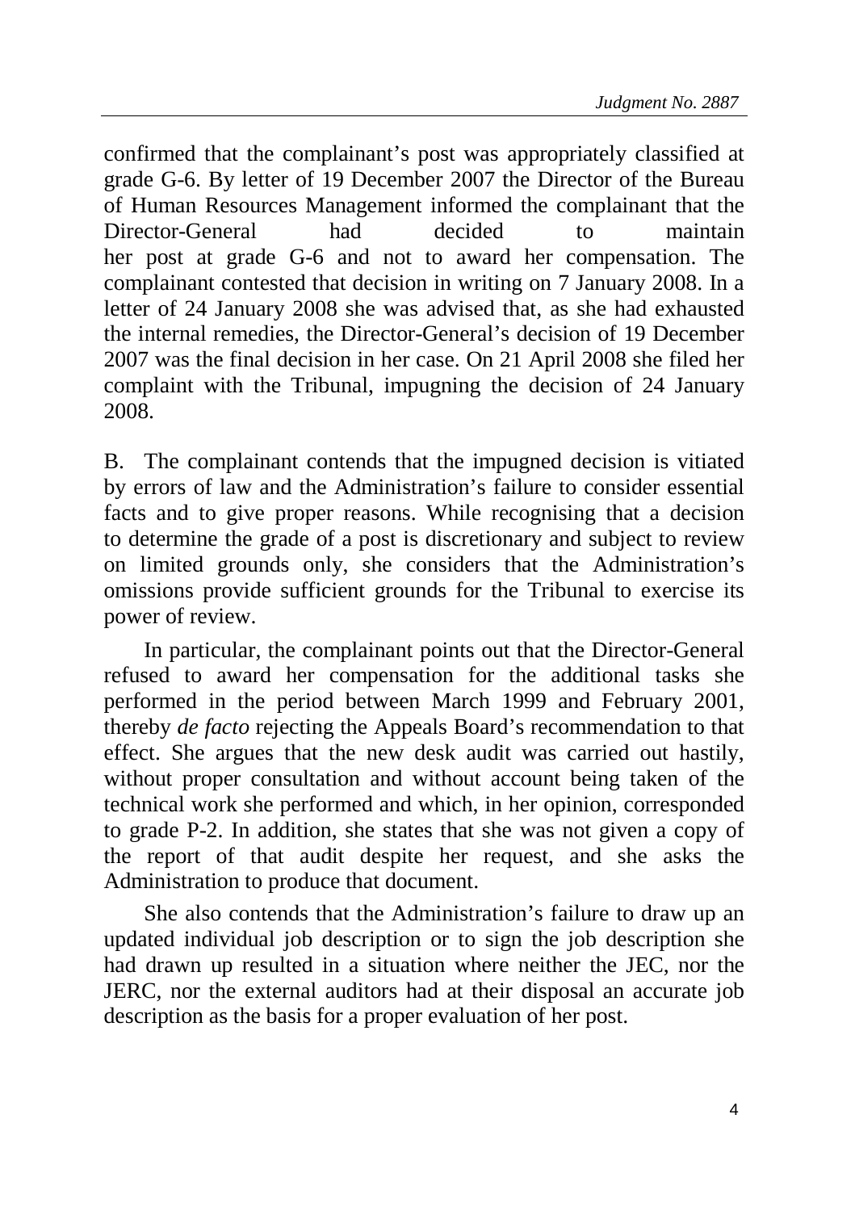confirmed that the complainant's post was appropriately classified at grade G-6. By letter of 19 December 2007 the Director of the Bureau of Human Resources Management informed the complainant that the Director-General had decided to maintain her post at grade G-6 and not to award her compensation. The complainant contested that decision in writing on 7 January 2008. In a letter of 24 January 2008 she was advised that, as she had exhausted the internal remedies, the Director-General's decision of 19 December 2007 was the final decision in her case. On 21 April 2008 she filed her complaint with the Tribunal, impugning the decision of 24 January 2008.

B. The complainant contends that the impugned decision is vitiated by errors of law and the Administration's failure to consider essential facts and to give proper reasons. While recognising that a decision to determine the grade of a post is discretionary and subject to review on limited grounds only, she considers that the Administration's omissions provide sufficient grounds for the Tribunal to exercise its power of review.

In particular, the complainant points out that the Director-General refused to award her compensation for the additional tasks she performed in the period between March 1999 and February 2001, thereby *de facto* rejecting the Appeals Board's recommendation to that effect. She argues that the new desk audit was carried out hastily, without proper consultation and without account being taken of the technical work she performed and which, in her opinion, corresponded to grade P-2. In addition, she states that she was not given a copy of the report of that audit despite her request, and she asks the Administration to produce that document.

She also contends that the Administration's failure to draw up an updated individual job description or to sign the job description she had drawn up resulted in a situation where neither the JEC, nor the JERC, nor the external auditors had at their disposal an accurate job description as the basis for a proper evaluation of her post.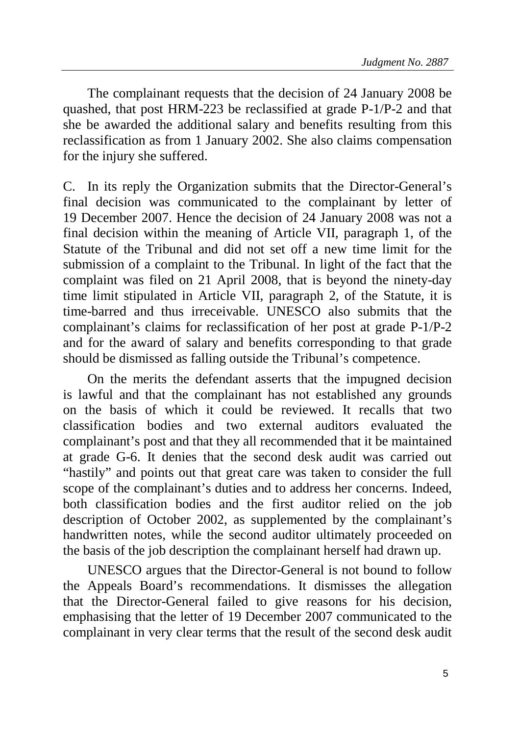The complainant requests that the decision of 24 January 2008 be quashed, that post HRM-223 be reclassified at grade P-1/P-2 and that she be awarded the additional salary and benefits resulting from this reclassification as from 1 January 2002. She also claims compensation for the injury she suffered.

C. In its reply the Organization submits that the Director-General's final decision was communicated to the complainant by letter of 19 December 2007. Hence the decision of 24 January 2008 was not a final decision within the meaning of Article VII, paragraph 1, of the Statute of the Tribunal and did not set off a new time limit for the submission of a complaint to the Tribunal. In light of the fact that the complaint was filed on 21 April 2008, that is beyond the ninety-day time limit stipulated in Article VII, paragraph 2, of the Statute, it is time-barred and thus irreceivable. UNESCO also submits that the complainant's claims for reclassification of her post at grade P-1/P-2 and for the award of salary and benefits corresponding to that grade should be dismissed as falling outside the Tribunal's competence.

On the merits the defendant asserts that the impugned decision is lawful and that the complainant has not established any grounds on the basis of which it could be reviewed. It recalls that two classification bodies and two external auditors evaluated the complainant's post and that they all recommended that it be maintained at grade G-6. It denies that the second desk audit was carried out "hastily" and points out that great care was taken to consider the full scope of the complainant's duties and to address her concerns. Indeed, both classification bodies and the first auditor relied on the job description of October 2002, as supplemented by the complainant's handwritten notes, while the second auditor ultimately proceeded on the basis of the job description the complainant herself had drawn up.

UNESCO argues that the Director-General is not bound to follow the Appeals Board's recommendations. It dismisses the allegation that the Director-General failed to give reasons for his decision, emphasising that the letter of 19 December 2007 communicated to the complainant in very clear terms that the result of the second desk audit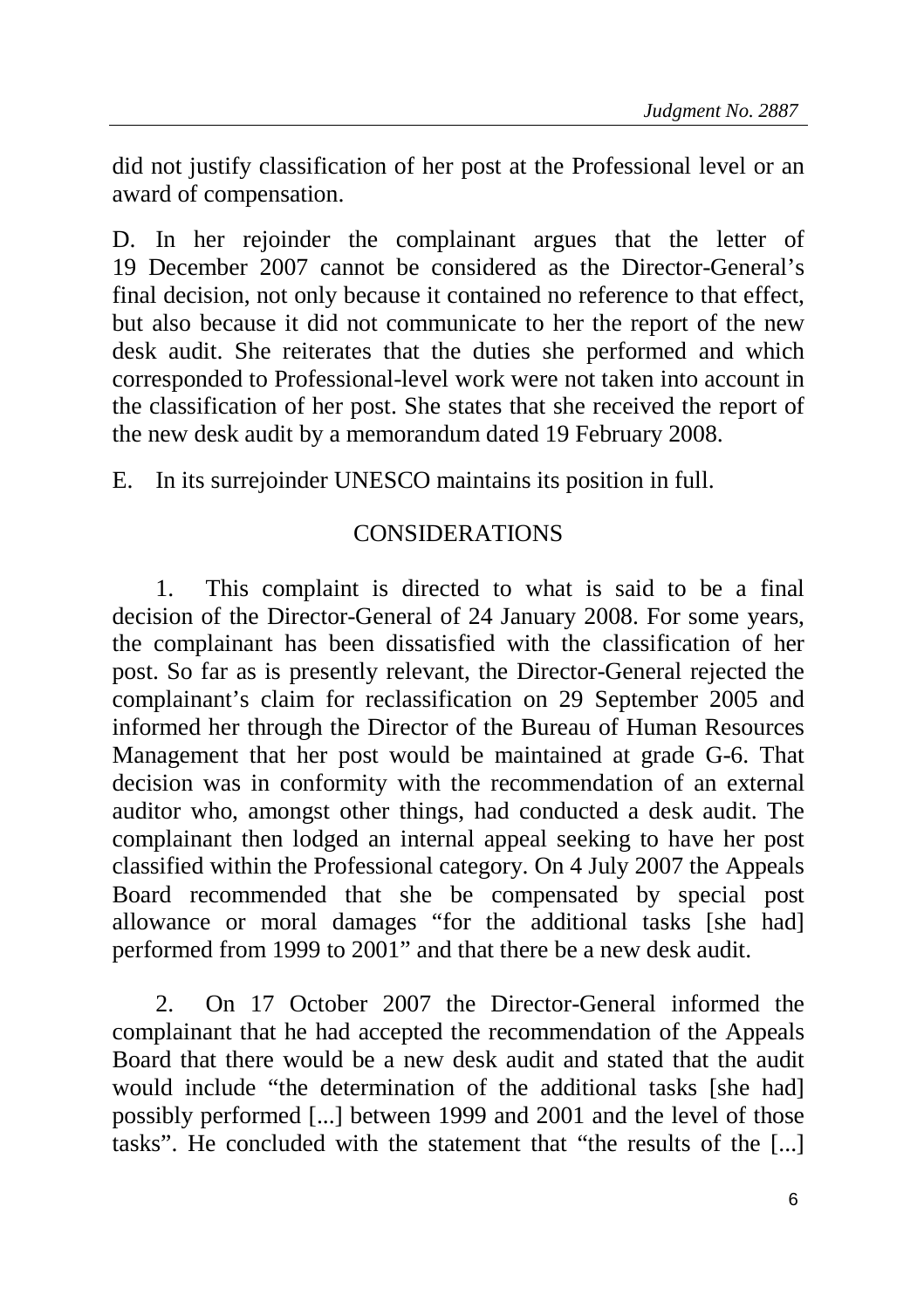did not justify classification of her post at the Professional level or an award of compensation.

D. In her rejoinder the complainant argues that the letter of 19 December 2007 cannot be considered as the Director-General's final decision, not only because it contained no reference to that effect, but also because it did not communicate to her the report of the new desk audit. She reiterates that the duties she performed and which corresponded to Professional-level work were not taken into account in the classification of her post. She states that she received the report of the new desk audit by a memorandum dated 19 February 2008.

E. In its surrejoinder UNESCO maintains its position in full.

## CONSIDERATIONS

1. This complaint is directed to what is said to be a final decision of the Director-General of 24 January 2008. For some years, the complainant has been dissatisfied with the classification of her post. So far as is presently relevant, the Director-General rejected the complainant's claim for reclassification on 29 September 2005 and informed her through the Director of the Bureau of Human Resources Management that her post would be maintained at grade G-6. That decision was in conformity with the recommendation of an external auditor who, amongst other things, had conducted a desk audit. The complainant then lodged an internal appeal seeking to have her post classified within the Professional category. On 4 July 2007 the Appeals Board recommended that she be compensated by special post allowance or moral damages "for the additional tasks [she had] performed from 1999 to 2001" and that there be a new desk audit.

2. On 17 October 2007 the Director-General informed the complainant that he had accepted the recommendation of the Appeals Board that there would be a new desk audit and stated that the audit would include "the determination of the additional tasks [she had] possibly performed [...] between 1999 and 2001 and the level of those tasks". He concluded with the statement that "the results of the [...]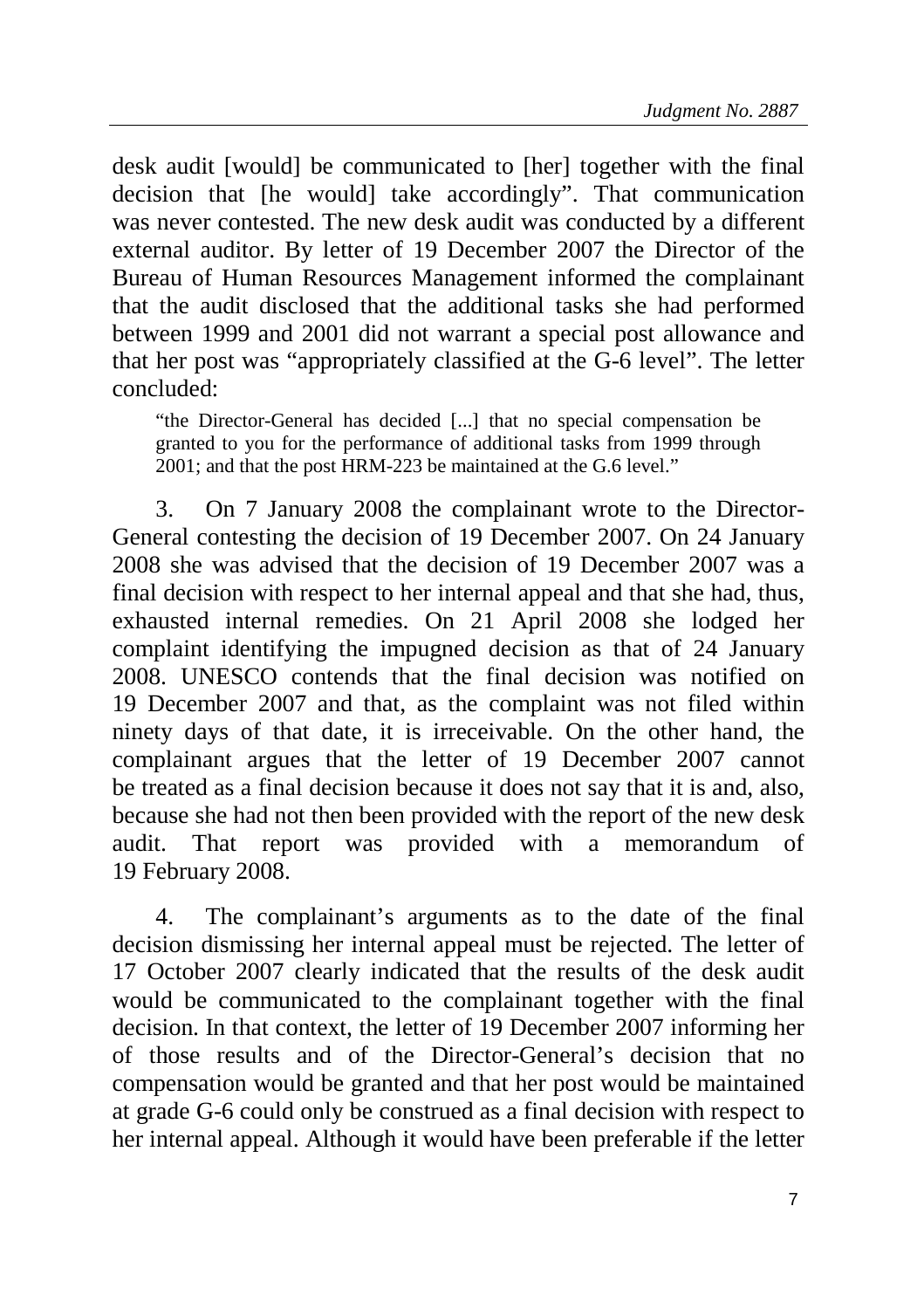desk audit [would] be communicated to [her] together with the final decision that [he would] take accordingly". That communication was never contested. The new desk audit was conducted by a different external auditor. By letter of 19 December 2007 the Director of the Bureau of Human Resources Management informed the complainant that the audit disclosed that the additional tasks she had performed between 1999 and 2001 did not warrant a special post allowance and that her post was "appropriately classified at the G-6 level". The letter concluded:

> "the Director-General has decided [...] that no special compensation be granted to you for the performance of additional tasks from 1999 through 2001; and that the post HRM-223 be maintained at the G.6 level."

3. On 7 January 2008 the complainant wrote to the Director-General contesting the decision of 19 December 2007. On 24 January 2008 she was advised that the decision of 19 December 2007 was a final decision with respect to her internal appeal and that she had, thus, exhausted internal remedies. On 21 April 2008 she lodged her complaint identifying the impugned decision as that of 24 January 2008. UNESCO contends that the final decision was notified on 19 December 2007 and that, as the complaint was not filed within ninety days of that date, it is irreceivable. On the other hand, the complainant argues that the letter of 19 December 2007 cannot be treated as a final decision because it does not say that it is and, also, because she had not then been provided with the report of the new desk audit. That report was provided with a memorandum of 19 February 2008.

4. The complainant's arguments as to the date of the final decision dismissing her internal appeal must be rejected. The letter of 17 October 2007 clearly indicated that the results of the desk audit would be communicated to the complainant together with the final decision. In that context, the letter of 19 December 2007 informing her of those results and of the Director-General's decision that no compensation would be granted and that her post would be maintained at grade G-6 could only be construed as a final decision with respect to her internal appeal. Although it would have been preferable if the letter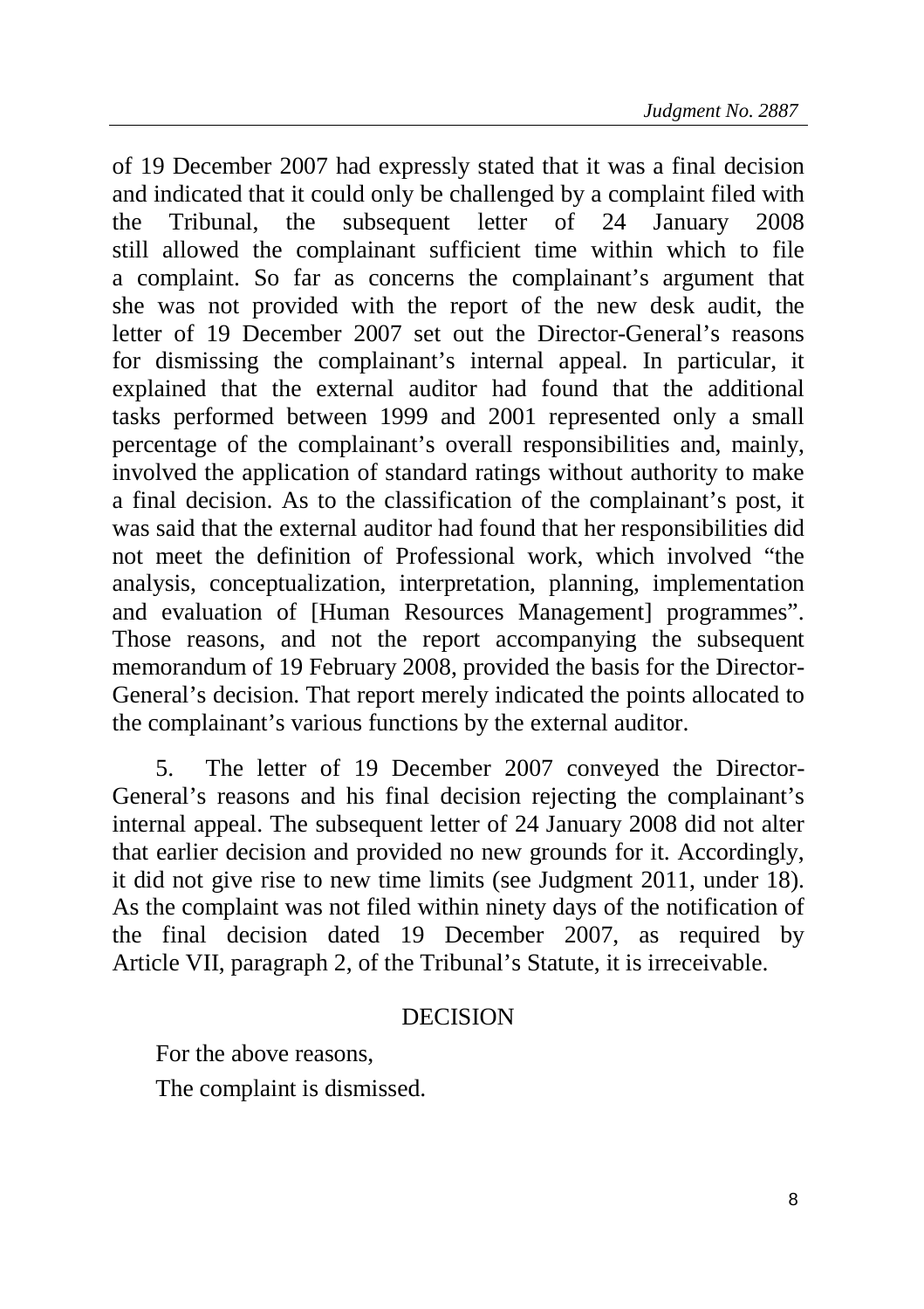of 19 December 2007 had expressly stated that it was a final decision and indicated that it could only be challenged by a complaint filed with the Tribunal, the subsequent letter of 24 January 2008 still allowed the complainant sufficient time within which to file a complaint. So far as concerns the complainant's argument that she was not provided with the report of the new desk audit, the letter of 19 December 2007 set out the Director-General's reasons for dismissing the complainant's internal appeal. In particular, it explained that the external auditor had found that the additional tasks performed between 1999 and 2001 represented only a small percentage of the complainant's overall responsibilities and, mainly, involved the application of standard ratings without authority to make a final decision. As to the classification of the complainant's post, it was said that the external auditor had found that her responsibilities did not meet the definition of Professional work, which involved "the analysis, conceptualization, interpretation, planning, implementation and evaluation of [Human Resources Management] programmes". Those reasons, and not the report accompanying the subsequent memorandum of 19 February 2008, provided the basis for the Director-General's decision. That report merely indicated the points allocated to the complainant's various functions by the external auditor.

5. The letter of 19 December 2007 conveyed the Director-General's reasons and his final decision rejecting the complainant's internal appeal. The subsequent letter of 24 January 2008 did not alter that earlier decision and provided no new grounds for it. Accordingly, it did not give rise to new time limits (see Judgment 2011, under 18). As the complaint was not filed within ninety days of the notification of the final decision dated 19 December 2007, as required by Article VII, paragraph 2, of the Tribunal's Statute, it is irreceivable.

## DECISION

For the above reasons,

The complaint is dismissed.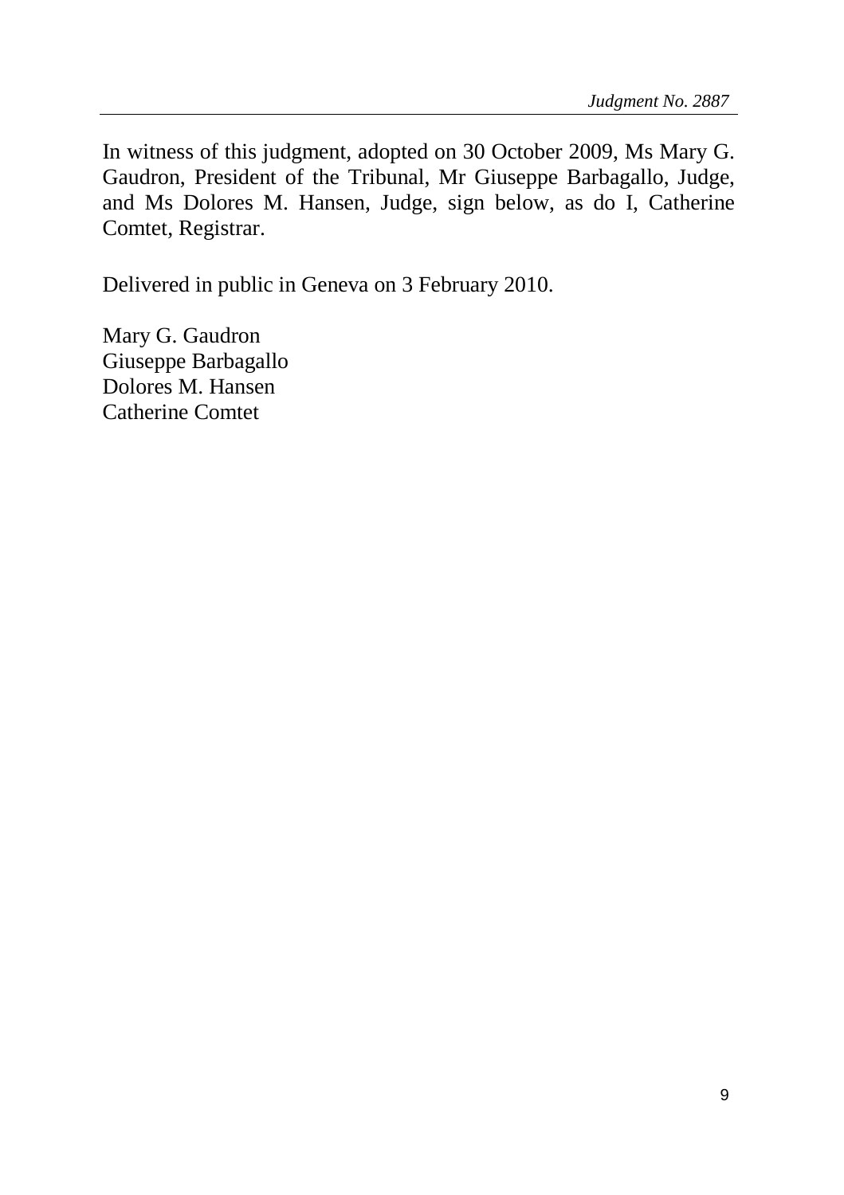In witness of this judgment, adopted on 30 October 2009, Ms Mary G. Gaudron, President of the Tribunal, Mr Giuseppe Barbagallo, Judge, and Ms Dolores M. Hansen, Judge, sign below, as do I, Catherine Comtet, Registrar.

Delivered in public in Geneva on 3 February 2010.

Mary G. Gaudron
Giuseppe Barbagallo
Dolores M. Hansen
Catherine Comtet